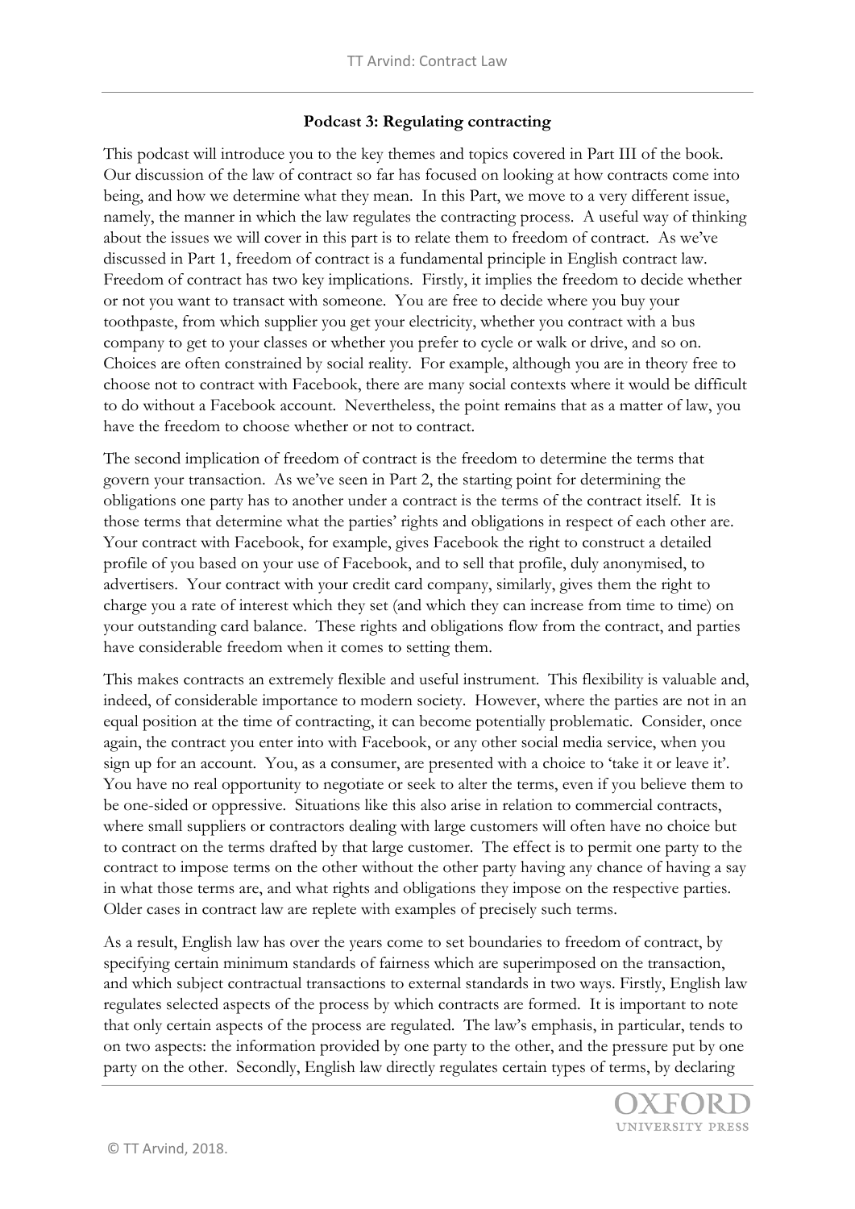**Podcast 3: Regulating contracting**

This podcast will introduce you to the key themes and topics covered in Part III of the book. Our discussion of the law of contract so far has focused on looking at how contracts come into being, and how we determine what they mean. In this Part, we move to a very different issue, namely, the manner in which the law regulates the contracting process. A useful way of thinking about the issues we will cover in this part is to relate them to freedom of contract. As we've discussed in Part 1, freedom of contract is a fundamental principle in English contract law. Freedom of contract has two key implications. Firstly, it implies the freedom to decide whether or not you want to transact with someone. You are free to decide where you buy your toothpaste, from which supplier you get your electricity, whether you contract with a bus company to get to your classes or whether you prefer to cycle or walk or drive, and so on. Choices are often constrained by social reality. For example, although you are in theory free to choose not to contract with Facebook, there are many social contexts where it would be difficult to do without a Facebook account. Nevertheless, the point remains that as a matter of law, you have the freedom to choose whether or not to contract.

The second implication of freedom of contract is the freedom to determine the terms that govern your transaction. As we've seen in Part 2, the starting point for determining the obligations one party has to another under a contract is the terms of the contract itself. It is those terms that determine what the parties' rights and obligations in respect of each other are. Your contract with Facebook, for example, gives Facebook the right to construct a detailed profile of you based on your use of Facebook, and to sell that profile, duly anonymised, to advertisers. Your contract with your credit card company, similarly, gives them the right to charge you a rate of interest which they set (and which they can increase from time to time) on your outstanding card balance. These rights and obligations flow from the contract, and parties have considerable freedom when it comes to setting them.

This makes contracts an extremely flexible and useful instrument. This flexibility is valuable and, indeed, of considerable importance to modern society. However, where the parties are not in an equal position at the time of contracting, it can become potentially problematic. Consider, once again, the contract you enter into with Facebook, or any other social media service, when you sign up for an account. You, as a consumer, are presented with a choice to 'take it or leave it'. You have no real opportunity to negotiate or seek to alter the terms, even if you believe them to be one-sided or oppressive. Situations like this also arise in relation to commercial contracts, where small suppliers or contractors dealing with large customers will often have no choice but to contract on the terms drafted by that large customer. The effect is to permit one party to the contract to impose terms on the other without the other party having any chance of having a say in what those terms are, and what rights and obligations they impose on the respective parties. Older cases in contract law are replete with examples of precisely such terms.

As a result, English law has over the years come to set boundaries to freedom of contract, by specifying certain minimum standards of fairness which are superimposed on the transaction, and which subject contractual transactions to external standards in two ways. Firstly, English law regulates selected aspects of the process by which contracts are formed. It is important to note that only certain aspects of the process are regulated. The law's emphasis, in particular, tends to on two aspects: the information provided by one party to the other, and the pressure put by one party on the other. Secondly, English law directly regulates certain types of terms, by declaring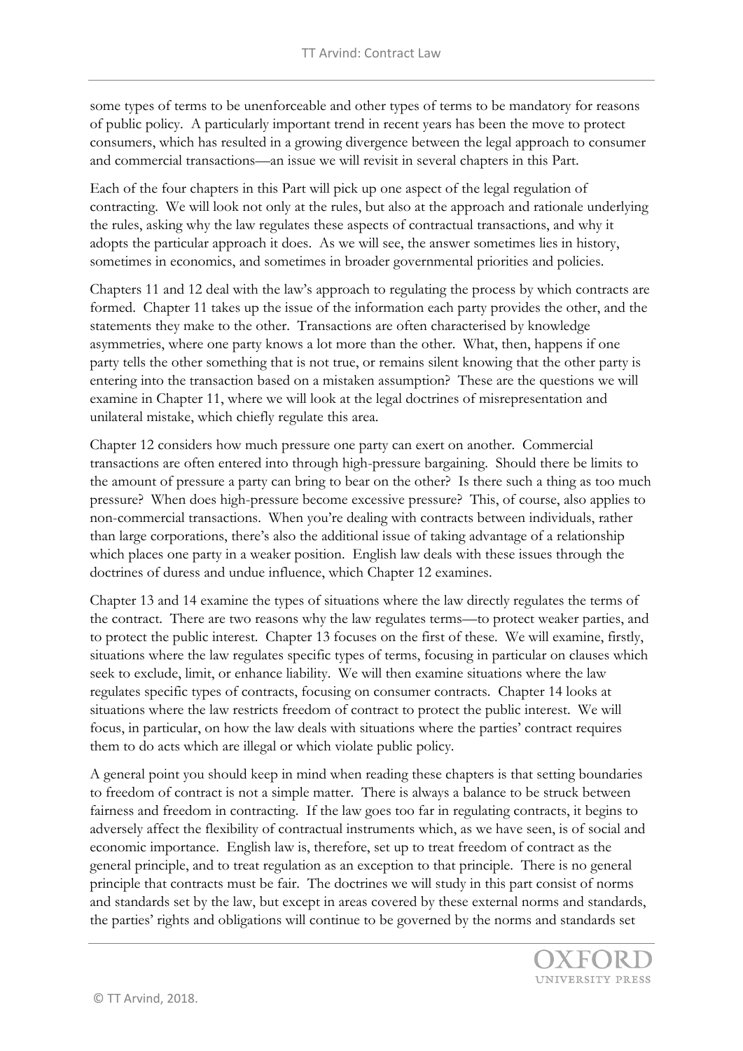some types of terms to be unenforceable and other types of terms to be mandatory for reasons of public policy. A particularly important trend in recent years has been the move to protect consumers, which has resulted in a growing divergence between the legal approach to consumer and commercial transactions—an issue we will revisit in several chapters in this Part.

Each of the four chapters in this Part will pick up one aspect of the legal regulation of contracting. We will look not only at the rules, but also at the approach and rationale underlying the rules, asking why the law regulates these aspects of contractual transactions, and why it adopts the particular approach it does. As we will see, the answer sometimes lies in history, sometimes in economics, and sometimes in broader governmental priorities and policies.

Chapters 11 and 12 deal with the law's approach to regulating the process by which contracts are formed. Chapter 11 takes up the issue of the information each party provides the other, and the statements they make to the other. Transactions are often characterised by knowledge asymmetries, where one party knows a lot more than the other. What, then, happens if one party tells the other something that is not true, or remains silent knowing that the other party is entering into the transaction based on a mistaken assumption? These are the questions we will examine in Chapter 11, where we will look at the legal doctrines of misrepresentation and unilateral mistake, which chiefly regulate this area.

Chapter 12 considers how much pressure one party can exert on another. Commercial transactions are often entered into through high-pressure bargaining. Should there be limits to the amount of pressure a party can bring to bear on the other? Is there such a thing as too much pressure? When does high-pressure become excessive pressure? This, of course, also applies to non-commercial transactions. When you're dealing with contracts between individuals, rather than large corporations, there's also the additional issue of taking advantage of a relationship which places one party in a weaker position. English law deals with these issues through the doctrines of duress and undue influence, which Chapter 12 examines.

Chapter 13 and 14 examine the types of situations where the law directly regulates the terms of the contract. There are two reasons why the law regulates terms—to protect weaker parties, and to protect the public interest. Chapter 13 focuses on the first of these. We will examine, firstly, situations where the law regulates specific types of terms, focusing in particular on clauses which seek to exclude, limit, or enhance liability. We will then examine situations where the law regulates specific types of contracts, focusing on consumer contracts. Chapter 14 looks at situations where the law restricts freedom of contract to protect the public interest. We will focus, in particular, on how the law deals with situations where the parties' contract requires them to do acts which are illegal or which violate public policy.

A general point you should keep in mind when reading these chapters is that setting boundaries to freedom of contract is not a simple matter. There is always a balance to be struck between fairness and freedom in contracting. If the law goes too far in regulating contracts, it begins to adversely affect the flexibility of contractual instruments which, as we have seen, is of social and economic importance. English law is, therefore, set up to treat freedom of contract as the general principle, and to treat regulation as an exception to that principle. There is no general principle that contracts must be fair. The doctrines we will study in this part consist of norms and standards set by the law, but except in areas covered by these external norms and standards, the parties' rights and obligations will continue to be governed by the norms and standards set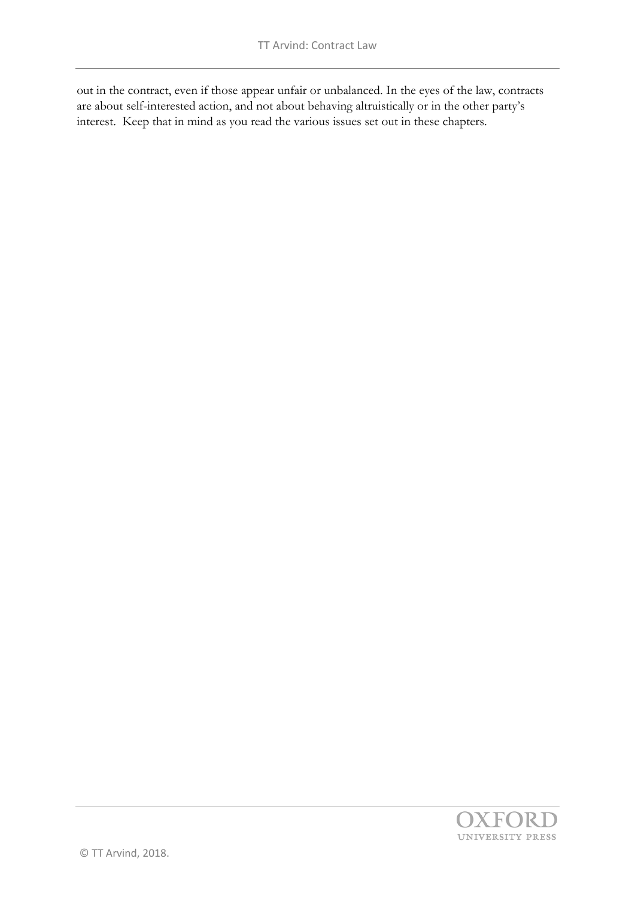out in the contract, even if those appear unfair or unbalanced. In the eyes of the law, contracts are about self-interested action, and not about behaving altruistically or in the other party's interest. Keep that in mind as you read the various issues set out in these chapters.